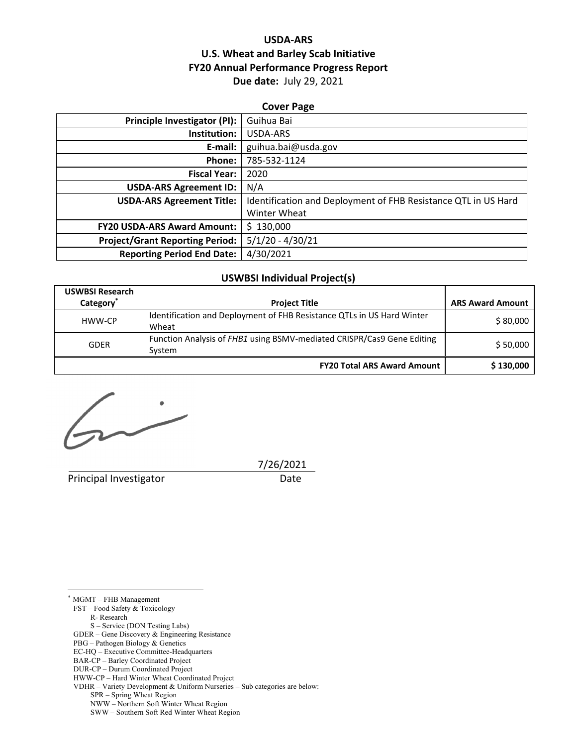# USDA-ARS
# U.S. Wheat and Barley Scab Initiative
# FY20 Annual Performance Progress Report

**Due date:** July 29, 2021

## Cover Page

| | |
|---|---|
| **Principle Investigator (PI):** | Guihua Bai |
| **Institution:** | USDA-ARS |
| **E-mail:** | guihua.bai@usda.gov |
| **Phone:** | 785-532-1124 |
| **Fiscal Year:** | 2020 |
| **USDA-ARS Agreement ID:** | N/A |
| **USDA-ARS Agreement Title:** | Identification and Deployment of FHB Resistance QTL in US Hard Winter Wheat |
| **FY20 USDA-ARS Award Amount:** | $ 130,000 |
| **Project/Grant Reporting Period:** | 5/1/20 - 4/30/21 |
| **Reporting Period End Date:** | 4/30/2021 |

## USWBSI Individual Project(s)

| USWBSI Research Category* | Project Title | ARS Award Amount |
|---|---|---|
| HWW-CP | Identification and Deployment of FHB Resistance QTLs in US Hard Winter Wheat | $ 80,000 |
| GDER | Function Analysis of *FHB1* using BSMV-mediated CRISPR/Cas9 Gene Editing System | $ 50,000 |
| | **FY20 Total ARS Award Amount** | **$ 130,000** |

Principal Investigator

Date: 7/26/2021

---

* MGMT – FHB Management
  FST – Food Safety & Toxicology
    R- Research
    S – Service (DON Testing Labs)
  GDER – Gene Discovery & Engineering Resistance
  PBG – Pathogen Biology & Genetics
  EC-HQ – Executive Committee-Headquarters
  BAR-CP – Barley Coordinated Project
  DUR-CP – Durum Coordinated Project
  HWW-CP – Hard Winter Wheat Coordinated Project
  VDHR – Variety Development & Uniform Nurseries – Sub categories are below:
    SPR – Spring Wheat Region
    NWW – Northern Soft Winter Wheat Region
    SWW – Southern Soft Red Winter Wheat Region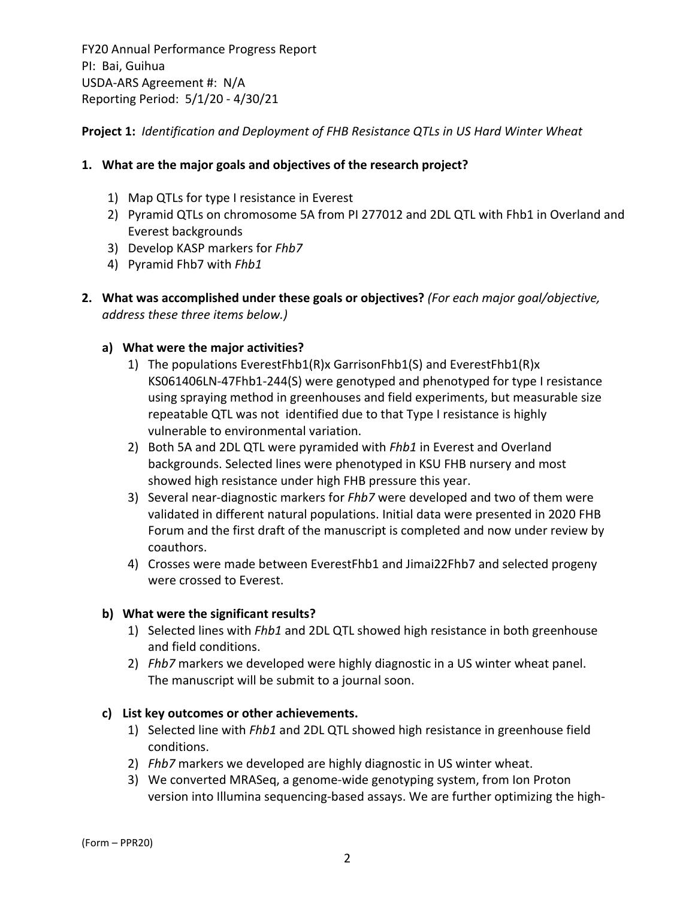FY20 Annual Performance Progress Report
PI: Bai, Guihua
USDA-ARS Agreement #: N/A
Reporting Period: 5/1/20 - 4/30/21

**Project 1:** *Identification and Deployment of FHB Resistance QTLs in US Hard Winter Wheat*

**1. What are the major goals and objectives of the research project?**

1) Map QTLs for type I resistance in Everest
2) Pyramid QTLs on chromosome 5A from PI 277012 and 2DL QTL with Fhb1 in Overland and Everest backgrounds
3) Develop KASP markers for *Fhb7*
4) Pyramid Fhb7 with *Fhb1*

**2. What was accomplished under these goals or objectives?** *(For each major goal/objective, address these three items below.)*

**a) What were the major activities?**

1) The populations EverestFhb1(R)x GarrisonFhb1(S) and EverestFhb1(R)x KS061406LN-47Fhb1-244(S) were genotyped and phenotyped for type I resistance using spraying method in greenhouses and field experiments, but measurable size repeatable QTL was not identified due to that Type I resistance is highly vulnerable to environmental variation.
2) Both 5A and 2DL QTL were pyramided with *Fhb1* in Everest and Overland backgrounds. Selected lines were phenotyped in KSU FHB nursery and most showed high resistance under high FHB pressure this year.
3) Several near-diagnostic markers for *Fhb7* were developed and two of them were validated in different natural populations. Initial data were presented in 2020 FHB Forum and the first draft of the manuscript is completed and now under review by coauthors.
4) Crosses were made between EverestFhb1 and Jimai22Fhb7 and selected progeny were crossed to Everest.

**b) What were the significant results?**

1) Selected lines with *Fhb1* and 2DL QTL showed high resistance in both greenhouse and field conditions.
2) *Fhb7* markers we developed were highly diagnostic in a US winter wheat panel. The manuscript will be submit to a journal soon.

**c) List key outcomes or other achievements.**

1) Selected line with *Fhb1* and 2DL QTL showed high resistance in greenhouse field conditions.
2) *Fhb7* markers we developed are highly diagnostic in US winter wheat.
3) We converted MRASeq, a genome-wide genotyping system, from Ion Proton version into Illumina sequencing-based assays. We are further optimizing the high-

(Form – PPR20)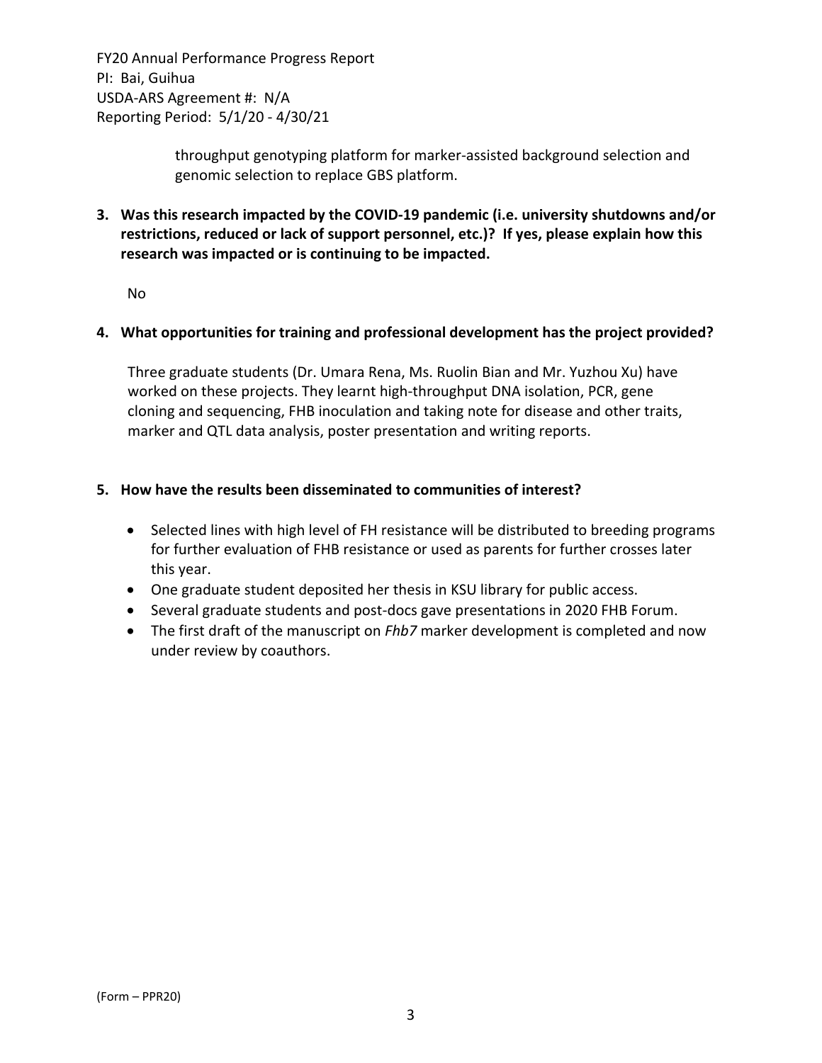throughput genotyping platform for marker-assisted background selection and genomic selection to replace GBS platform.

**3. Was this research impacted by the COVID-19 pandemic (i.e. university shutdowns and/or restrictions, reduced or lack of support personnel, etc.)? If yes, please explain how this research was impacted or is continuing to be impacted.**

No

**4. What opportunities for training and professional development has the project provided?**

Three graduate students (Dr. Umara Rena, Ms. Ruolin Bian and Mr. Yuzhou Xu) have worked on these projects. They learnt high-throughput DNA isolation, PCR, gene cloning and sequencing, FHB inoculation and taking note for disease and other traits, marker and QTL data analysis, poster presentation and writing reports.

**5. How have the results been disseminated to communities of interest?**

- Selected lines with high level of FH resistance will be distributed to breeding programs for further evaluation of FHB resistance or used as parents for further crosses later this year.
- One graduate student deposited her thesis in KSU library for public access.
- Several graduate students and post-docs gave presentations in 2020 FHB Forum.
- The first draft of the manuscript on *Fhb7* marker development is completed and now under review by coauthors.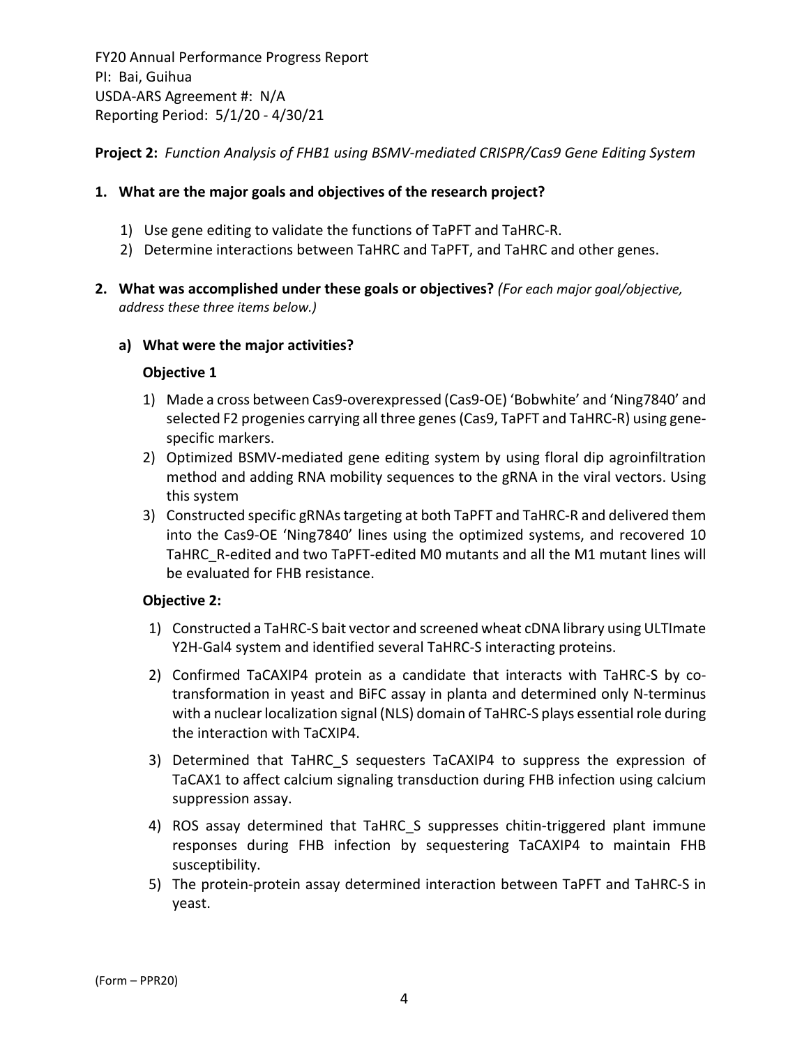FY20 Annual Performance Progress Report
PI: Bai, Guihua
USDA-ARS Agreement #: N/A
Reporting Period: 5/1/20 - 4/30/21

**Project 2:** *Function Analysis of FHB1 using BSMV-mediated CRISPR/Cas9 Gene Editing System*

**1. What are the major goals and objectives of the research project?**

1) Use gene editing to validate the functions of TaPFT and TaHRC-R.
2) Determine interactions between TaHRC and TaPFT, and TaHRC and other genes.

**2. What was accomplished under these goals or objectives?** *(For each major goal/objective, address these three items below.)*

**a) What were the major activities?**

**Objective 1**

1) Made a cross between Cas9-overexpressed (Cas9-OE) 'Bobwhite' and 'Ning7840' and selected F2 progenies carrying all three genes (Cas9, TaPFT and TaHRC-R) using gene-specific markers.
2) Optimized BSMV-mediated gene editing system by using floral dip agroinfiltration method and adding RNA mobility sequences to the gRNA in the viral vectors. Using this system
3) Constructed specific gRNAs targeting at both TaPFT and TaHRC-R and delivered them into the Cas9-OE 'Ning7840' lines using the optimized systems, and recovered 10 TaHRC_R-edited and two TaPFT-edited M0 mutants and all the M1 mutant lines will be evaluated for FHB resistance.

**Objective 2:**

1) Constructed a TaHRC-S bait vector and screened wheat cDNA library using ULTImate Y2H-Gal4 system and identified several TaHRC-S interacting proteins.
2) Confirmed TaCAXIP4 protein as a candidate that interacts with TaHRC-S by co-transformation in yeast and BiFC assay in planta and determined only N-terminus with a nuclear localization signal (NLS) domain of TaHRC-S plays essential role during the interaction with TaCXIP4.
3) Determined that TaHRC_S sequesters TaCAXIP4 to suppress the expression of TaCAX1 to affect calcium signaling transduction during FHB infection using calcium suppression assay.
4) ROS assay determined that TaHRC_S suppresses chitin-triggered plant immune responses during FHB infection by sequestering TaCAXIP4 to maintain FHB susceptibility.
5) The protein-protein assay determined interaction between TaPFT and TaHRC-S in yeast.

(Form – PPR20)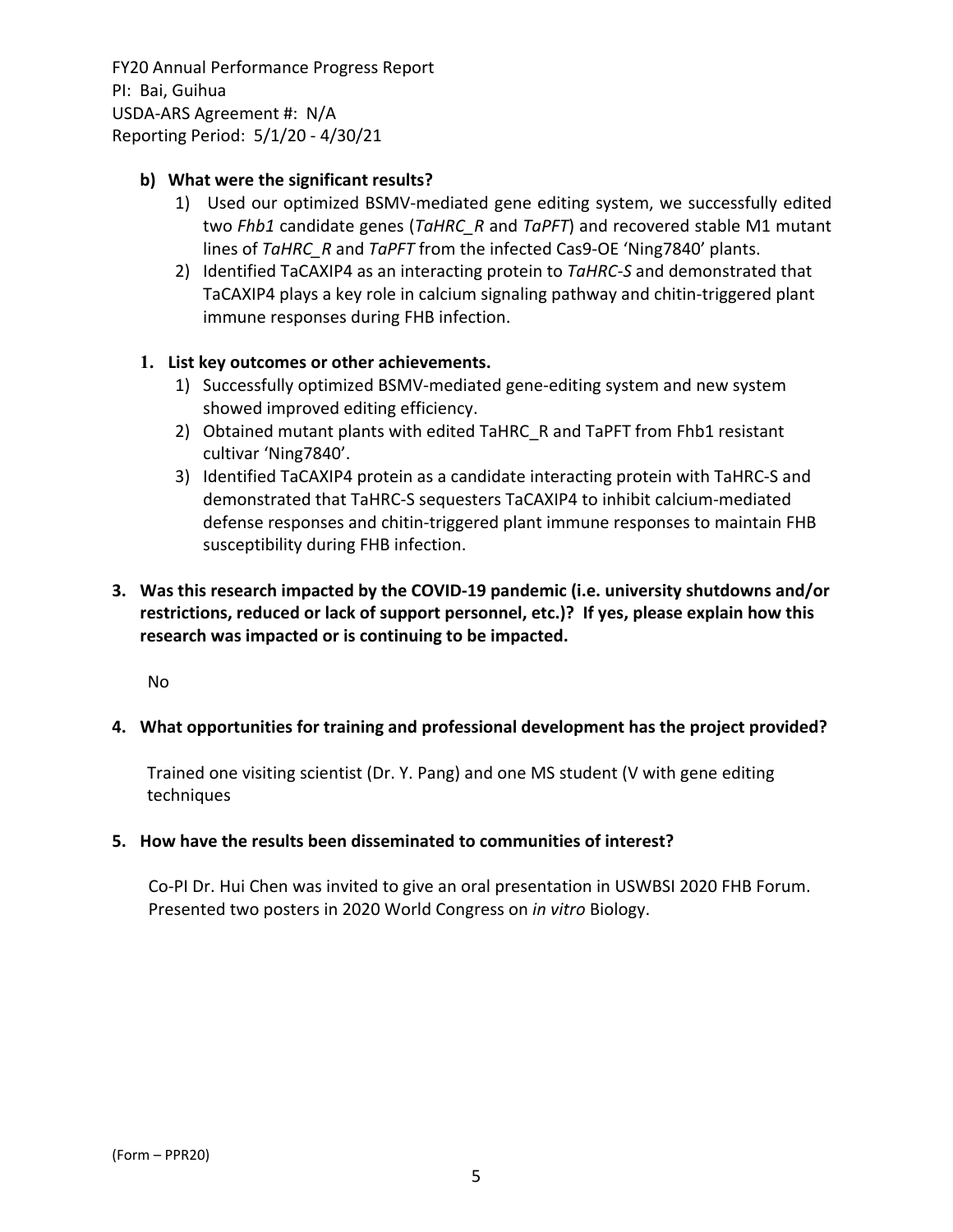**b) What were the significant results?**

1) Used our optimized BSMV-mediated gene editing system, we successfully edited two *Fhb1* candidate genes (*TaHRC_R* and *TaPFT*) and recovered stable M1 mutant lines of *TaHRC_R* and *TaPFT* from the infected Cas9-OE 'Ning7840' plants.
2) Identified TaCAXIP4 as an interacting protein to *TaHRC-S* and demonstrated that TaCAXIP4 plays a key role in calcium signaling pathway and chitin-triggered plant immune responses during FHB infection.

**1. List key outcomes or other achievements.**

1) Successfully optimized BSMV-mediated gene-editing system and new system showed improved editing efficiency.
2) Obtained mutant plants with edited TaHRC_R and TaPFT from Fhb1 resistant cultivar 'Ning7840'.
3) Identified TaCAXIP4 protein as a candidate interacting protein with TaHRC-S and demonstrated that TaHRC-S sequesters TaCAXIP4 to inhibit calcium-mediated defense responses and chitin-triggered plant immune responses to maintain FHB susceptibility during FHB infection.

**3. Was this research impacted by the COVID-19 pandemic (i.e. university shutdowns and/or restrictions, reduced or lack of support personnel, etc.)? If yes, please explain how this research was impacted or is continuing to be impacted.**

No

**4. What opportunities for training and professional development has the project provided?**

Trained one visiting scientist (Dr. Y. Pang) and one MS student (V with gene editing techniques

**5. How have the results been disseminated to communities of interest?**

Co-PI Dr. Hui Chen was invited to give an oral presentation in USWBSI 2020 FHB Forum. Presented two posters in 2020 World Congress on *in vitro* Biology.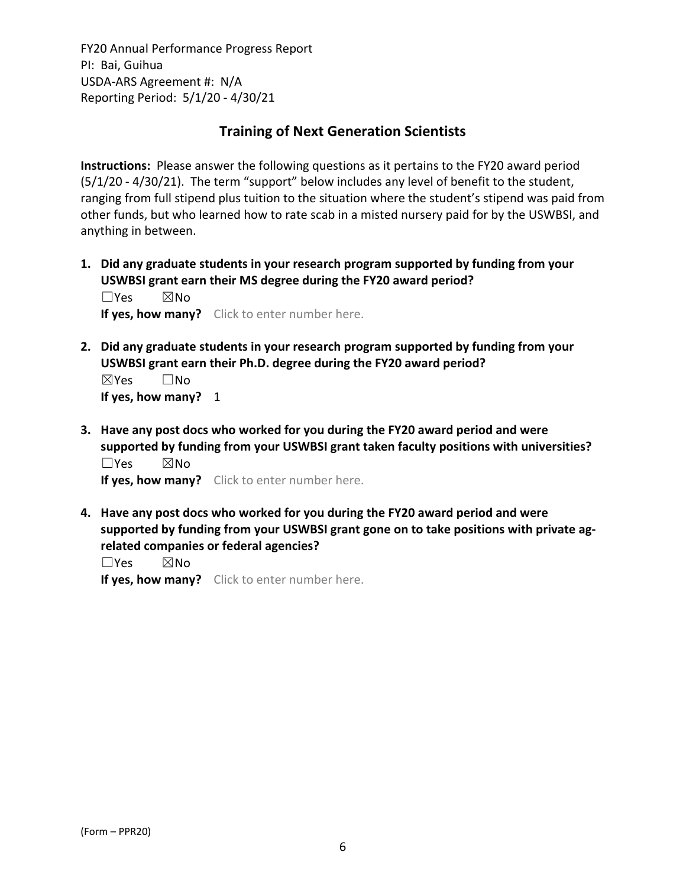FY20 Annual Performance Progress Report
PI: Bai, Guihua
USDA-ARS Agreement #: N/A
Reporting Period: 5/1/20 - 4/30/21

## Training of Next Generation Scientists

**Instructions:** Please answer the following questions as it pertains to the FY20 award period (5/1/20 - 4/30/21). The term "support" below includes any level of benefit to the student, ranging from full stipend plus tuition to the situation where the student's stipend was paid from other funds, but who learned how to rate scab in a misted nursery paid for by the USWBSI, and anything in between.

1. **Did any graduate students in your research program supported by funding from your USWBSI grant earn their MS degree during the FY20 award period?**
   ☐Yes ☒No
   **If yes, how many?** Click to enter number here.

2. **Did any graduate students in your research program supported by funding from your USWBSI grant earn their Ph.D. degree during the FY20 award period?**
   ☒Yes ☐No
   **If yes, how many?** 1

3. **Have any post docs who worked for you during the FY20 award period and were supported by funding from your USWBSI grant taken faculty positions with universities?**
   ☐Yes ☒No
   **If yes, how many?** Click to enter number here.

4. **Have any post docs who worked for you during the FY20 award period and were supported by funding from your USWBSI grant gone on to take positions with private ag-related companies or federal agencies?**
   ☐Yes ☒No
   **If yes, how many?** Click to enter number here.

(Form – PPR20)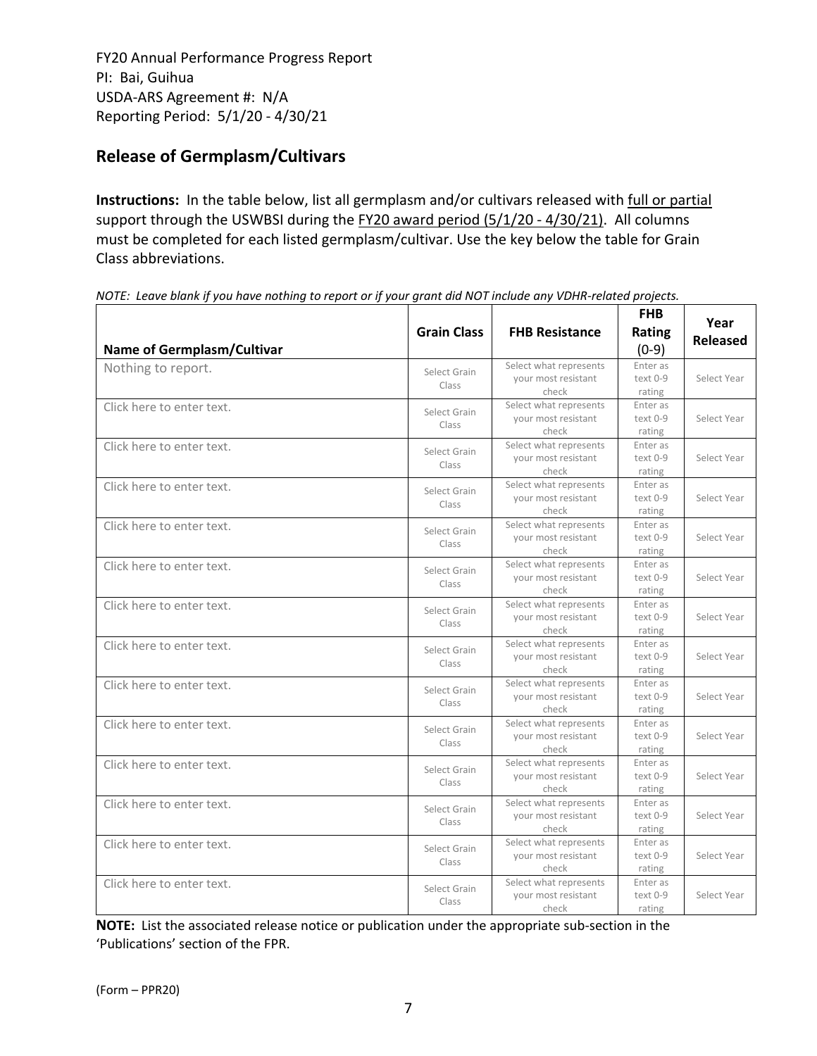FY20 Annual Performance Progress Report
PI: Bai, Guihua
USDA-ARS Agreement #: N/A
Reporting Period: 5/1/20 - 4/30/21

## Release of Germplasm/Cultivars

**Instructions:** In the table below, list all germplasm and/or cultivars released with full or partial support through the USWBSI during the FY20 award period (5/1/20 - 4/30/21). All columns must be completed for each listed germplasm/cultivar. Use the key below the table for Grain Class abbreviations.

*NOTE: Leave blank if you have nothing to report or if your grant did NOT include any VDHR-related projects.*

| Name of Germplasm/Cultivar | Grain Class | FHB Resistance | FHB Rating (0-9) | Year Released |
|---|---|---|---|---|
| Nothing to report. | Select Grain Class | Select what represents your most resistant check | Enter as text 0-9 rating | Select Year |
| Click here to enter text. | Select Grain Class | Select what represents your most resistant check | Enter as text 0-9 rating | Select Year |
| Click here to enter text. | Select Grain Class | Select what represents your most resistant check | Enter as text 0-9 rating | Select Year |
| Click here to enter text. | Select Grain Class | Select what represents your most resistant check | Enter as text 0-9 rating | Select Year |
| Click here to enter text. | Select Grain Class | Select what represents your most resistant check | Enter as text 0-9 rating | Select Year |
| Click here to enter text. | Select Grain Class | Select what represents your most resistant check | Enter as text 0-9 rating | Select Year |
| Click here to enter text. | Select Grain Class | Select what represents your most resistant check | Enter as text 0-9 rating | Select Year |
| Click here to enter text. | Select Grain Class | Select what represents your most resistant check | Enter as text 0-9 rating | Select Year |
| Click here to enter text. | Select Grain Class | Select what represents your most resistant check | Enter as text 0-9 rating | Select Year |
| Click here to enter text. | Select Grain Class | Select what represents your most resistant check | Enter as text 0-9 rating | Select Year |
| Click here to enter text. | Select Grain Class | Select what represents your most resistant check | Enter as text 0-9 rating | Select Year |
| Click here to enter text. | Select Grain Class | Select what represents your most resistant check | Enter as text 0-9 rating | Select Year |
| Click here to enter text. | Select Grain Class | Select what represents your most resistant check | Enter as text 0-9 rating | Select Year |
| Click here to enter text. | Select Grain Class | Select what represents your most resistant check | Enter as text 0-9 rating | Select Year |

**NOTE:** List the associated release notice or publication under the appropriate sub-section in the 'Publications' section of the FPR.

(Form – PPR20)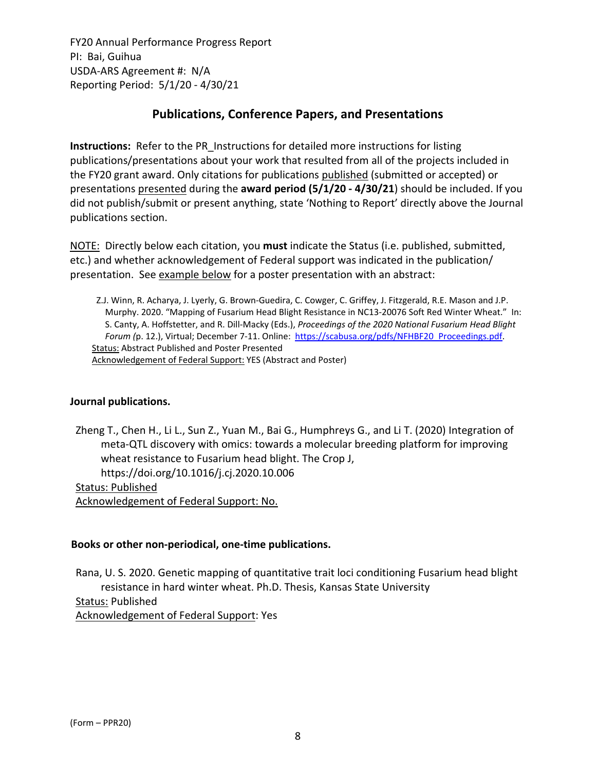FY20 Annual Performance Progress Report
PI: Bai, Guihua
USDA-ARS Agreement #: N/A
Reporting Period: 5/1/20 - 4/30/21

## Publications, Conference Papers, and Presentations

**Instructions:** Refer to the PR_Instructions for detailed more instructions for listing publications/presentations about your work that resulted from all of the projects included in the FY20 grant award. Only citations for publications published (submitted or accepted) or presentations presented during the **award period (5/1/20 - 4/30/21)** should be included. If you did not publish/submit or present anything, state 'Nothing to Report' directly above the Journal publications section.

NOTE: Directly below each citation, you **must** indicate the Status (i.e. published, submitted, etc.) and whether acknowledgement of Federal support was indicated in the publication/ presentation. See example below for a poster presentation with an abstract:

> Z.J. Winn, R. Acharya, J. Lyerly, G. Brown-Guedira, C. Cowger, C. Griffey, J. Fitzgerald, R.E. Mason and J.P. Murphy. 2020. "Mapping of Fusarium Head Blight Resistance in NC13-20076 Soft Red Winter Wheat." In: S. Canty, A. Hoffstetter, and R. Dill-Macky (Eds.), *Proceedings of the 2020 National Fusarium Head Blight Forum (*p. 12.), Virtual; December 7-11. Online: https://scabusa.org/pdfs/NFHBF20_Proceedings.pdf.
> Status: Abstract Published and Poster Presented
> Acknowledgement of Federal Support: YES (Abstract and Poster)

**Journal publications.**

Zheng T., Chen H., Li L., Sun Z., Yuan M., Bai G., Humphreys G., and Li T. (2020) Integration of meta-QTL discovery with omics: towards a molecular breeding platform for improving wheat resistance to Fusarium head blight. The Crop J, https://doi.org/10.1016/j.cj.2020.10.006
Status: Published
Acknowledgement of Federal Support: No.

**Books or other non-periodical, one-time publications.**

Rana, U. S. 2020. Genetic mapping of quantitative trait loci conditioning Fusarium head blight resistance in hard winter wheat. Ph.D. Thesis, Kansas State University
Status: Published
Acknowledgement of Federal Support: Yes

(Form – PPR20)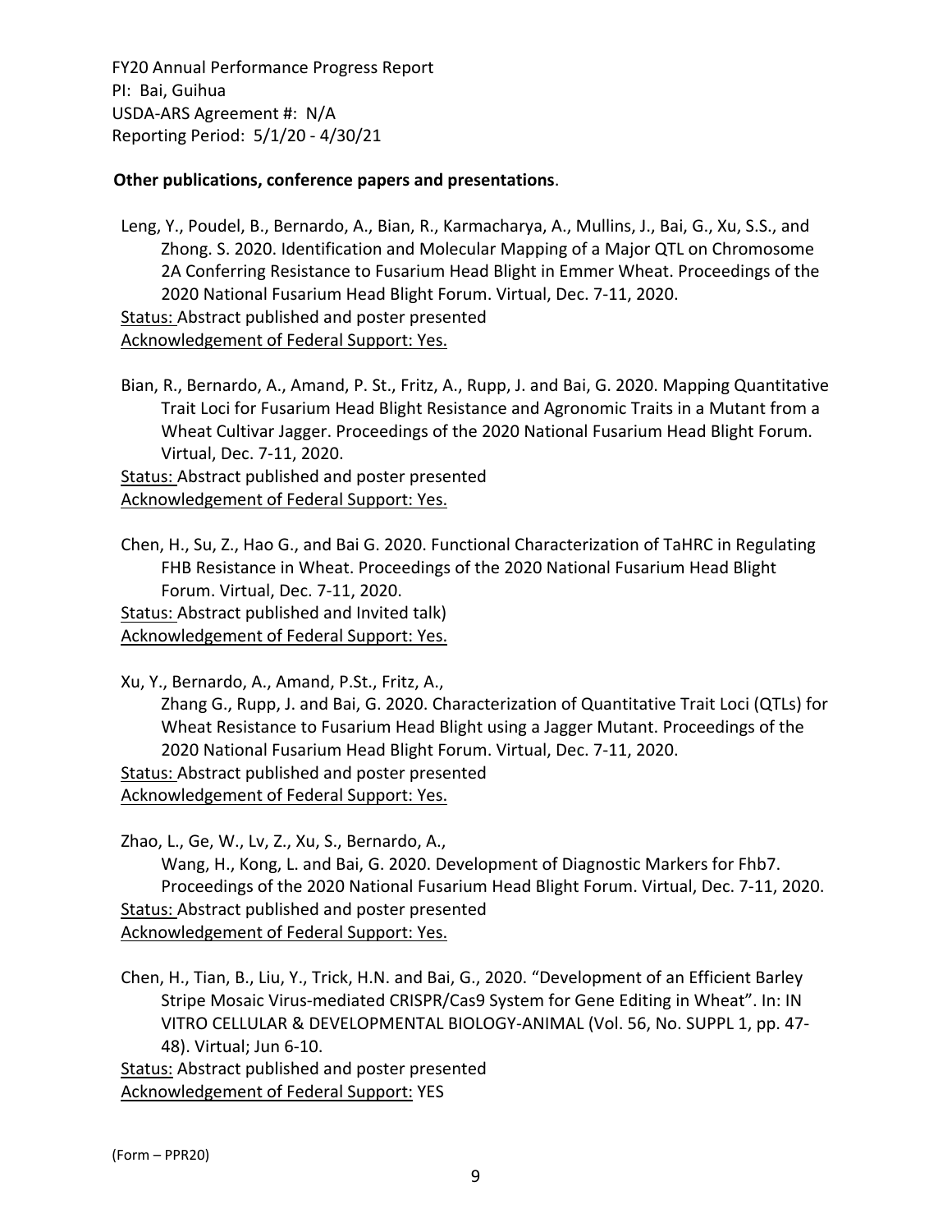**Other publications, conference papers and presentations**.

Leng, Y., Poudel, B., Bernardo, A., Bian, R., Karmacharya, A., Mullins, J., Bai, G., Xu, S.S., and Zhong. S. 2020. Identification and Molecular Mapping of a Major QTL on Chromosome 2A Conferring Resistance to Fusarium Head Blight in Emmer Wheat. Proceedings of the 2020 National Fusarium Head Blight Forum. Virtual, Dec. 7-11, 2020.
Status: Abstract published and poster presented
Acknowledgement of Federal Support: Yes.

Bian, R., Bernardo, A., Amand, P. St., Fritz, A., Rupp, J. and Bai, G. 2020. Mapping Quantitative Trait Loci for Fusarium Head Blight Resistance and Agronomic Traits in a Mutant from a Wheat Cultivar Jagger. Proceedings of the 2020 National Fusarium Head Blight Forum. Virtual, Dec. 7-11, 2020.
Status: Abstract published and poster presented
Acknowledgement of Federal Support: Yes.

Chen, H., Su, Z., Hao G., and Bai G. 2020. Functional Characterization of TaHRC in Regulating FHB Resistance in Wheat. Proceedings of the 2020 National Fusarium Head Blight Forum. Virtual, Dec. 7-11, 2020.
Status: Abstract published and Invited talk)
Acknowledgement of Federal Support: Yes.

Xu, Y., Bernardo, A., Amand, P.St., Fritz, A., Zhang G., Rupp, J. and Bai, G. 2020. Characterization of Quantitative Trait Loci (QTLs) for Wheat Resistance to Fusarium Head Blight using a Jagger Mutant. Proceedings of the 2020 National Fusarium Head Blight Forum. Virtual, Dec. 7-11, 2020.
Status: Abstract published and poster presented
Acknowledgement of Federal Support: Yes.

Zhao, L., Ge, W., Lv, Z., Xu, S., Bernardo, A., Wang, H., Kong, L. and Bai, G. 2020. Development of Diagnostic Markers for Fhb7. Proceedings of the 2020 National Fusarium Head Blight Forum. Virtual, Dec. 7-11, 2020.
Status: Abstract published and poster presented
Acknowledgement of Federal Support: Yes.

Chen, H., Tian, B., Liu, Y., Trick, H.N. and Bai, G., 2020. "Development of an Efficient Barley Stripe Mosaic Virus-mediated CRISPR/Cas9 System for Gene Editing in Wheat". In: IN VITRO CELLULAR & DEVELOPMENTAL BIOLOGY-ANIMAL (Vol. 56, No. SUPPL 1, pp. 47-48). Virtual; Jun 6-10.
Status: Abstract published and poster presented
Acknowledgement of Federal Support: YES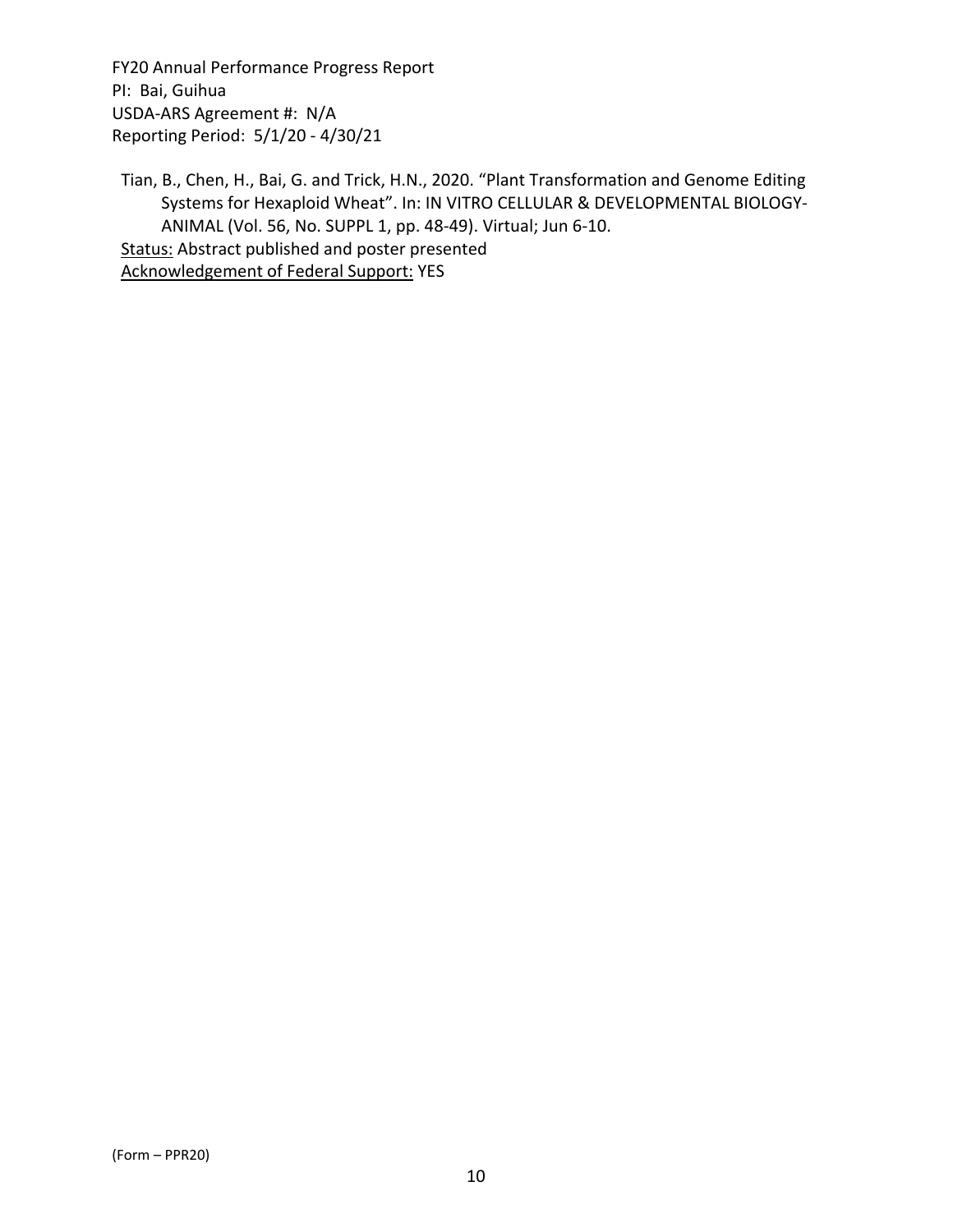Tian, B., Chen, H., Bai, G. and Trick, H.N., 2020. "Plant Transformation and Genome Editing Systems for Hexaploid Wheat". In: IN VITRO CELLULAR & DEVELOPMENTAL BIOLOGY-ANIMAL (Vol. 56, No. SUPPL 1, pp. 48-49). Virtual; Jun 6-10.

Status: Abstract published and poster presented

Acknowledgement of Federal Support: YES